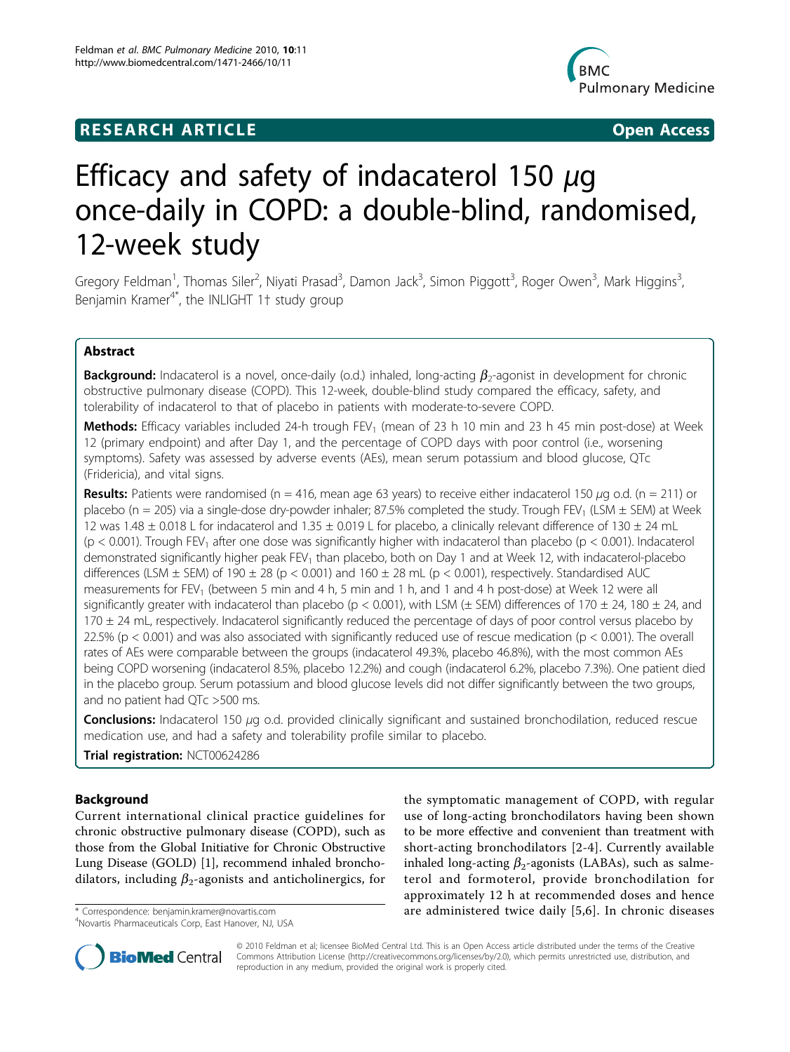**RESEARCH ARTICLE** **Open Access**

# Efficacy and safety of indacaterol 150 μg once-daily in COPD: a double-blind, randomised, 12-week study

Gregory Feldman[1], Thomas Siler[2], Niyati Prasad[3], Damon Jack[3], Simon Piggott[3], Roger Owen[3], Mark Higgins[3], Benjamin Kramer[4*], the INLIGHT 1† study group

## Abstract

**Background:** Indacaterol is a novel, once-daily (o.d.) inhaled, long-acting $\beta_2$-agonist in development for chronic obstructive pulmonary disease (COPD). This 12-week, double-blind study compared the efficacy, safety, and tolerability of indacaterol to that of placebo in patients with moderate-to-severe COPD.

**Methods:** Efficacy variables included 24-h trough $FEV_1$ (mean of 23 h 10 min and 23 h 45 min post-dose) at Week 12 (primary endpoint) and after Day 1, and the percentage of COPD days with poor control (i.e., worsening symptoms). Safety was assessed by adverse events (AEs), mean serum potassium and blood glucose, QTc (Fridericia), and vital signs.

**Results:** Patients were randomised (n = 416, mean age 63 years) to receive either indacaterol 150 μg o.d. (n = 211) or placebo (n = 205) via a single-dose dry-powder inhaler; 87.5% completed the study. Trough $FEV_1$ (LSM ± SEM) at Week 12 was 1.48 ± 0.018 L for indacaterol and 1.35 ± 0.019 L for placebo, a clinically relevant difference of 130 ± 24 mL ($p < 0.001$). Trough $FEV_1$ after one dose was significantly higher with indacaterol than placebo ($p < 0.001$). Indacaterol demonstrated significantly higher peak $FEV_1$ than placebo, both on Day 1 and at Week 12, with indacaterol-placebo differences (LSM ± SEM) of 190 ± 28 ($p < 0.001$) and 160 ± 28 mL ($p < 0.001$), respectively. Standardised AUC measurements for $FEV_1$ (between 5 min and 4 h, 5 min and 1 h, and 1 and 4 h post-dose) at Week 12 were all significantly greater with indacaterol than placebo ($p < 0.001$), with LSM (± SEM) differences of 170 ± 24, 180 ± 24, and 170 ± 24 mL, respectively. Indacaterol significantly reduced the percentage of days of poor control versus placebo by 22.5% ($p < 0.001$) and was also associated with significantly reduced use of rescue medication ($p < 0.001$). The overall rates of AEs were comparable between the groups (indacaterol 49.3%, placebo 46.8%), with the most common AEs being COPD worsening (indacaterol 8.5%, placebo 12.2%) and cough (indacaterol 6.2%, placebo 7.3%). One patient died in the placebo group. Serum potassium and blood glucose levels did not differ significantly between the two groups, and no patient had QTc >500 ms.

**Conclusions:** Indacaterol 150 μg o.d. provided clinically significant and sustained bronchodilation, reduced rescue medication use, and had a safety and tolerability profile similar to placebo.

**Trial registration:** NCT00624286

## Background

Current international clinical practice guidelines for chronic obstructive pulmonary disease (COPD), such as those from the Global Initiative for Chronic Obstructive Lung Disease (GOLD) [1], recommend inhaled bronchodilators, including $\beta_2$-agonists and anticholinergics, for the symptomatic management of COPD, with regular use of long-acting bronchodilators having been shown to be more effective and convenient than treatment with short-acting bronchodilators [2-4]. Currently available inhaled long-acting $\beta_2$-agonists (LABAs), such as salmeterol and formoterol, provide bronchodilation for approximately 12 h at recommended doses and hence are administered twice daily [5,6]. In chronic diseases

\* Correspondence: benjamin.kramer@novartis.com
[4]Novartis Pharmaceuticals Corp, East Hanover, NJ, USA

© 2010 Feldman et al; licensee BioMed Central Ltd. This is an Open Access article distributed under the terms of the Creative Commons Attribution License (http://creativecommons.org/licenses/by/2.0), which permits unrestricted use, distribution, and reproduction in any medium, provided the original work is properly cited.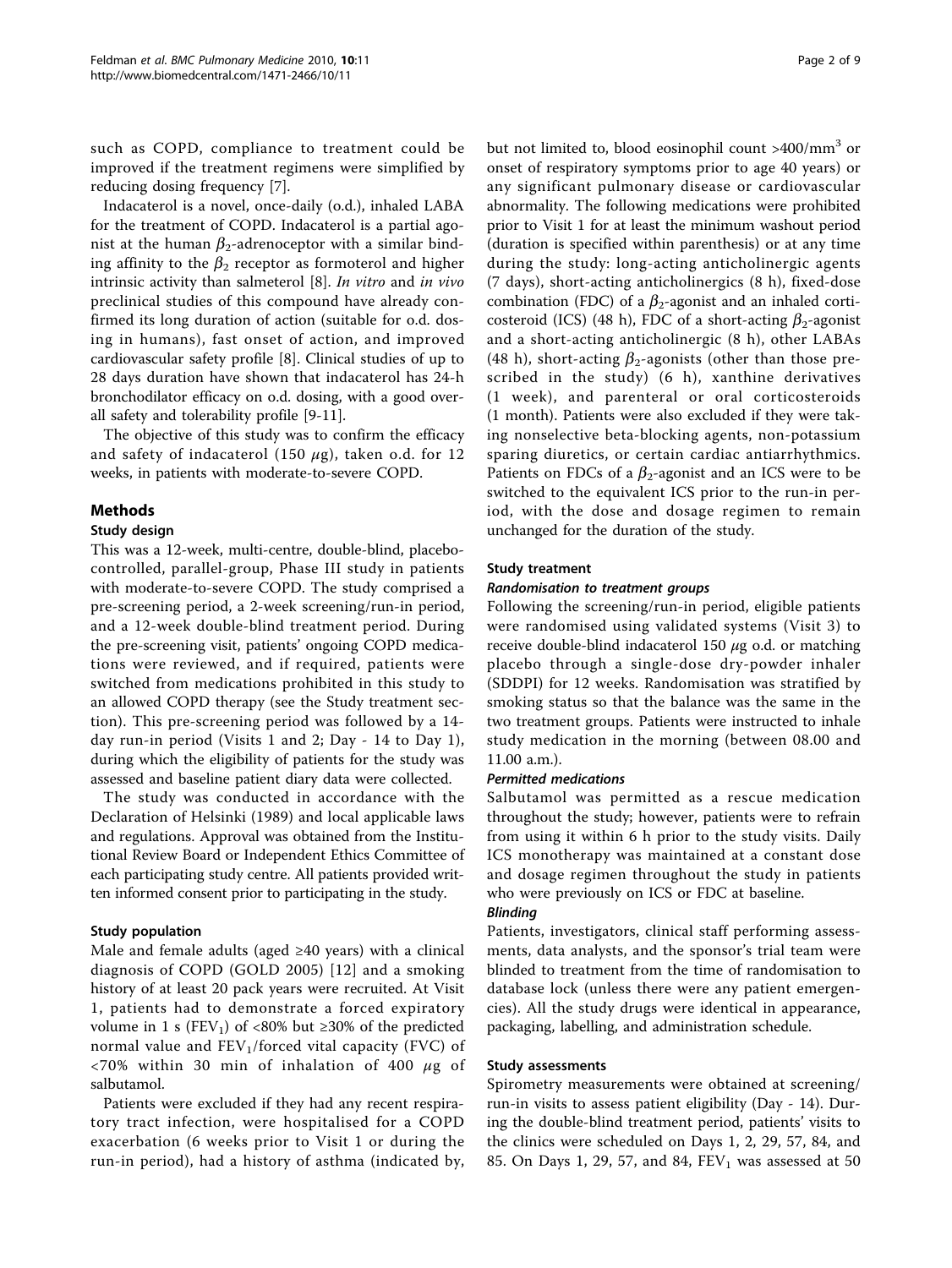such as COPD, compliance to treatment could be improved if the treatment regimens were simplified by reducing dosing frequency [7].

Indacaterol is a novel, once-daily (o.d.), inhaled LABA for the treatment of COPD. Indacaterol is a partial agonist at the human $\beta_2$-adrenoceptor with a similar binding affinity to the $\beta_2$ receptor as formoterol and higher intrinsic activity than salmeterol [8]. *In vitro* and *in vivo* preclinical studies of this compound have already confirmed its long duration of action (suitable for o.d. dosing in humans), fast onset of action, and improved cardiovascular safety profile [8]. Clinical studies of up to 28 days duration have shown that indacaterol has 24-h bronchodilator efficacy on o.d. dosing, with a good overall safety and tolerability profile [9-11].

The objective of this study was to confirm the efficacy and safety of indacaterol (150 $\mu$g), taken o.d. for 12 weeks, in patients with moderate-to-severe COPD.

## Methods

### Study design

This was a 12-week, multi-centre, double-blind, placebo-controlled, parallel-group, Phase III study in patients with moderate-to-severe COPD. The study comprised a pre-screening period, a 2-week screening/run-in period, and a 12-week double-blind treatment period. During the pre-screening visit, patients' ongoing COPD medications were reviewed, and if required, patients were switched from medications prohibited in this study to an allowed COPD therapy (see the Study treatment section). This pre-screening period was followed by a 14-day run-in period (Visits 1 and 2; Day - 14 to Day 1), during which the eligibility of patients for the study was assessed and baseline patient diary data were collected.

The study was conducted in accordance with the Declaration of Helsinki (1989) and local applicable laws and regulations. Approval was obtained from the Institutional Review Board or Independent Ethics Committee of each participating study centre. All patients provided written informed consent prior to participating in the study.

### Study population

Male and female adults (aged ≥40 years) with a clinical diagnosis of COPD (GOLD 2005) [12] and a smoking history of at least 20 pack years were recruited. At Visit 1, patients had to demonstrate a forced expiratory volume in 1 s ($FEV_1$) of <80% but ≥30% of the predicted normal value and $FEV_1$/forced vital capacity (FVC) of <70% within 30 min of inhalation of 400 $\mu$g of salbutamol.

Patients were excluded if they had any recent respiratory tract infection, were hospitalised for a COPD exacerbation (6 weeks prior to Visit 1 or during the run-in period), had a history of asthma (indicated by, but not limited to, blood eosinophil count >400/mm$^3$ or onset of respiratory symptoms prior to age 40 years) or any significant pulmonary disease or cardiovascular abnormality. The following medications were prohibited prior to Visit 1 for at least the minimum washout period (duration is specified within parenthesis) or at any time during the study: long-acting anticholinergic agents (7 days), short-acting anticholinergics (8 h), fixed-dose combination (FDC) of a $\beta_2$-agonist and an inhaled corticosteroid (ICS) (48 h), FDC of a short-acting $\beta_2$-agonist and a short-acting anticholinergic (8 h), other LABAs (48 h), short-acting $\beta_2$-agonists (other than those prescribed in the study) (6 h), xanthine derivatives (1 week), and parenteral or oral corticosteroids (1 month). Patients were also excluded if they were taking nonselective beta-blocking agents, non-potassium sparing diuretics, or certain cardiac antiarrhythmics. Patients on FDCs of a $\beta_2$-agonist and an ICS were to be switched to the equivalent ICS prior to the run-in period, with the dose and dosage regimen to remain unchanged for the duration of the study.

### Study treatment

#### *Randomisation to treatment groups*

Following the screening/run-in period, eligible patients were randomised using validated systems (Visit 3) to receive double-blind indacaterol 150 $\mu$g o.d. or matching placebo through a single-dose dry-powder inhaler (SDDPI) for 12 weeks. Randomisation was stratified by smoking status so that the balance was the same in the two treatment groups. Patients were instructed to inhale study medication in the morning (between 08.00 and 11.00 a.m.).

#### *Permitted medications*

Salbutamol was permitted as a rescue medication throughout the study; however, patients were to refrain from using it within 6 h prior to the study visits. Daily ICS monotherapy was maintained at a constant dose and dosage regimen throughout the study in patients who were previously on ICS or FDC at baseline.

#### *Blinding*

Patients, investigators, clinical staff performing assessments, data analysts, and the sponsor's trial team were blinded to treatment from the time of randomisation to database lock (unless there were any patient emergencies). All the study drugs were identical in appearance, packaging, labelling, and administration schedule.

### Study assessments

Spirometry measurements were obtained at screening/run-in visits to assess patient eligibility (Day - 14). During the double-blind treatment period, patients' visits to the clinics were scheduled on Days 1, 2, 29, 57, 84, and 85. On Days 1, 29, 57, and 84, $FEV_1$ was assessed at 50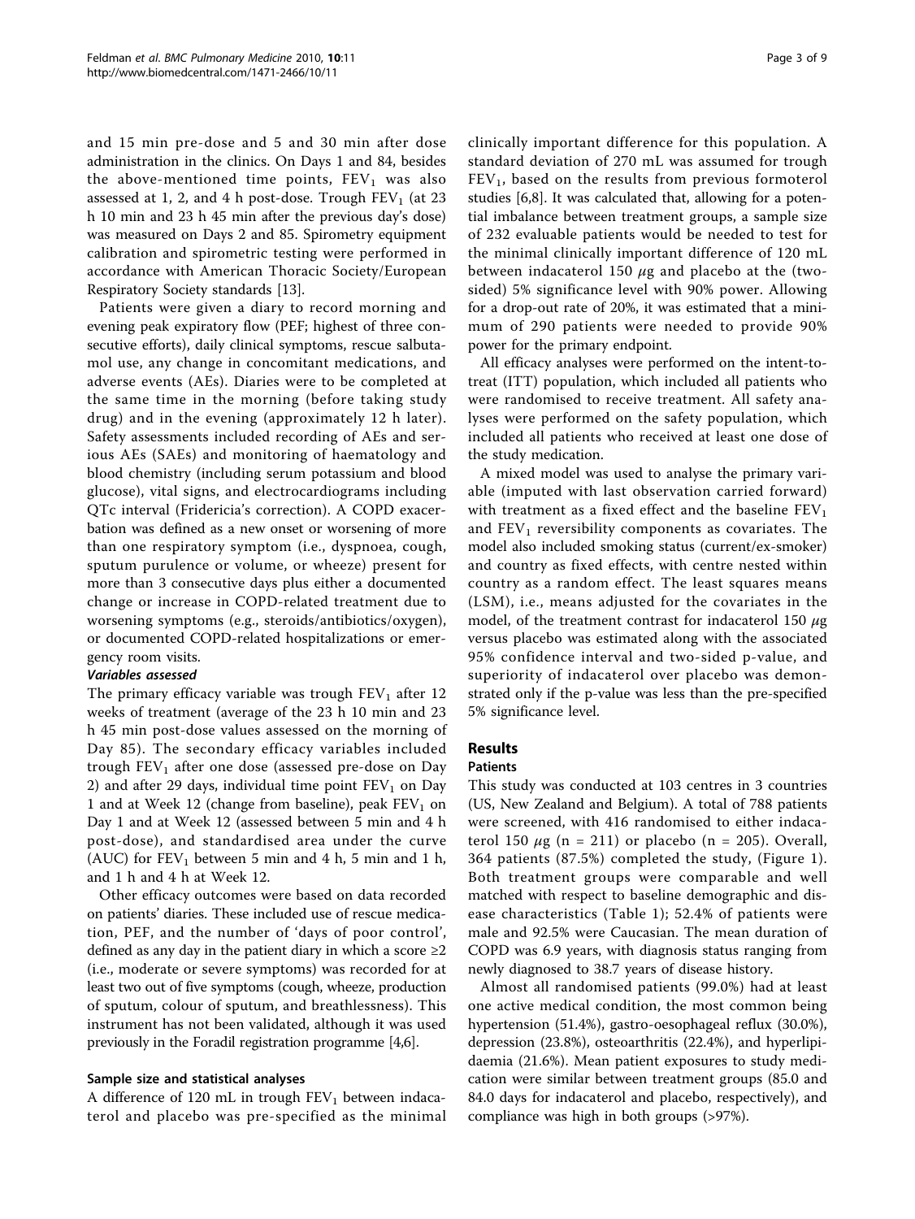and 15 min pre-dose and 5 and 30 min after dose administration in the clinics. On Days 1 and 84, besides the above-mentioned time points, $FEV_1$ was also assessed at 1, 2, and 4 h post-dose. Trough $FEV_1$ (at 23 h 10 min and 23 h 45 min after the previous day's dose) was measured on Days 2 and 85. Spirometry equipment calibration and spirometric testing were performed in accordance with American Thoracic Society/European Respiratory Society standards [13].

Patients were given a diary to record morning and evening peak expiratory flow (PEF; highest of three consecutive efforts), daily clinical symptoms, rescue salbutamol use, any change in concomitant medications, and adverse events (AEs). Diaries were to be completed at the same time in the morning (before taking study drug) and in the evening (approximately 12 h later). Safety assessments included recording of AEs and serious AEs (SAEs) and monitoring of haematology and blood chemistry (including serum potassium and blood glucose), vital signs, and electrocardiograms including QTc interval (Fridericia's correction). A COPD exacerbation was defined as a new onset or worsening of more than one respiratory symptom (i.e., dyspnoea, cough, sputum purulence or volume, or wheeze) present for more than 3 consecutive days plus either a documented change or increase in COPD-related treatment due to worsening symptoms (e.g., steroids/antibiotics/oxygen), or documented COPD-related hospitalizations or emergency room visits.

#### *Variables assessed*

The primary efficacy variable was trough $FEV_1$ after 12 weeks of treatment (average of the 23 h 10 min and 23 h 45 min post-dose values assessed on the morning of Day 85). The secondary efficacy variables included trough $FEV_1$ after one dose (assessed pre-dose on Day 2) and after 29 days, individual time point $FEV_1$ on Day 1 and at Week 12 (change from baseline), peak $FEV_1$ on Day 1 and at Week 12 (assessed between 5 min and 4 h post-dose), and standardised area under the curve (AUC) for $FEV_1$ between 5 min and 4 h, 5 min and 1 h, and 1 h and 4 h at Week 12.

Other efficacy outcomes were based on data recorded on patients' diaries. These included use of rescue medication, PEF, and the number of 'days of poor control', defined as any day in the patient diary in which a score ≥2 (i.e., moderate or severe symptoms) was recorded for at least two out of five symptoms (cough, wheeze, production of sputum, colour of sputum, and breathlessness). This instrument has not been validated, although it was used previously in the Foradil registration programme [4,6].

### Sample size and statistical analyses

A difference of 120 mL in trough $FEV_1$ between indacaterol and placebo was pre-specified as the minimal clinically important difference for this population. A standard deviation of 270 mL was assumed for trough $FEV_1$, based on the results from previous formoterol studies [6,8]. It was calculated that, allowing for a potential imbalance between treatment groups, a sample size of 232 evaluable patients would be needed to test for the minimal clinically important difference of 120 mL between indacaterol 150 $\mu$g and placebo at the (two-sided) 5% significance level with 90% power. Allowing for a drop-out rate of 20%, it was estimated that a minimum of 290 patients were needed to provide 90% power for the primary endpoint.

All efficacy analyses were performed on the intent-to-treat (ITT) population, which included all patients who were randomised to receive treatment. All safety analyses were performed on the safety population, which included all patients who received at least one dose of the study medication.

A mixed model was used to analyse the primary variable (imputed with last observation carried forward) with treatment as a fixed effect and the baseline $FEV_1$ and $FEV_1$ reversibility components as covariates. The model also included smoking status (current/ex-smoker) and country as fixed effects, with centre nested within country as a random effect. The least squares means (LSM), i.e., means adjusted for the covariates in the model, of the treatment contrast for indacaterol 150 $\mu$g versus placebo was estimated along with the associated 95% confidence interval and two-sided p-value, and superiority of indacaterol over placebo was demonstrated only if the p-value was less than the pre-specified 5% significance level.

## Results

### Patients

This study was conducted at 103 centres in 3 countries (US, New Zealand and Belgium). A total of 788 patients were screened, with 416 randomised to either indacaterol 150 $\mu$g (n = 211) or placebo (n = 205). Overall, 364 patients (87.5%) completed the study, (Figure 1). Both treatment groups were comparable and well matched with respect to baseline demographic and disease characteristics (Table 1); 52.4% of patients were male and 92.5% were Caucasian. The mean duration of COPD was 6.9 years, with diagnosis status ranging from newly diagnosed to 38.7 years of disease history.

Almost all randomised patients (99.0%) had at least one active medical condition, the most common being hypertension (51.4%), gastro-oesophageal reflux (30.0%), depression (23.8%), osteoarthritis (22.4%), and hyperlipidaemia (21.6%). Mean patient exposures to study medication were similar between treatment groups (85.0 and 84.0 days for indacaterol and placebo, respectively), and compliance was high in both groups (>97%).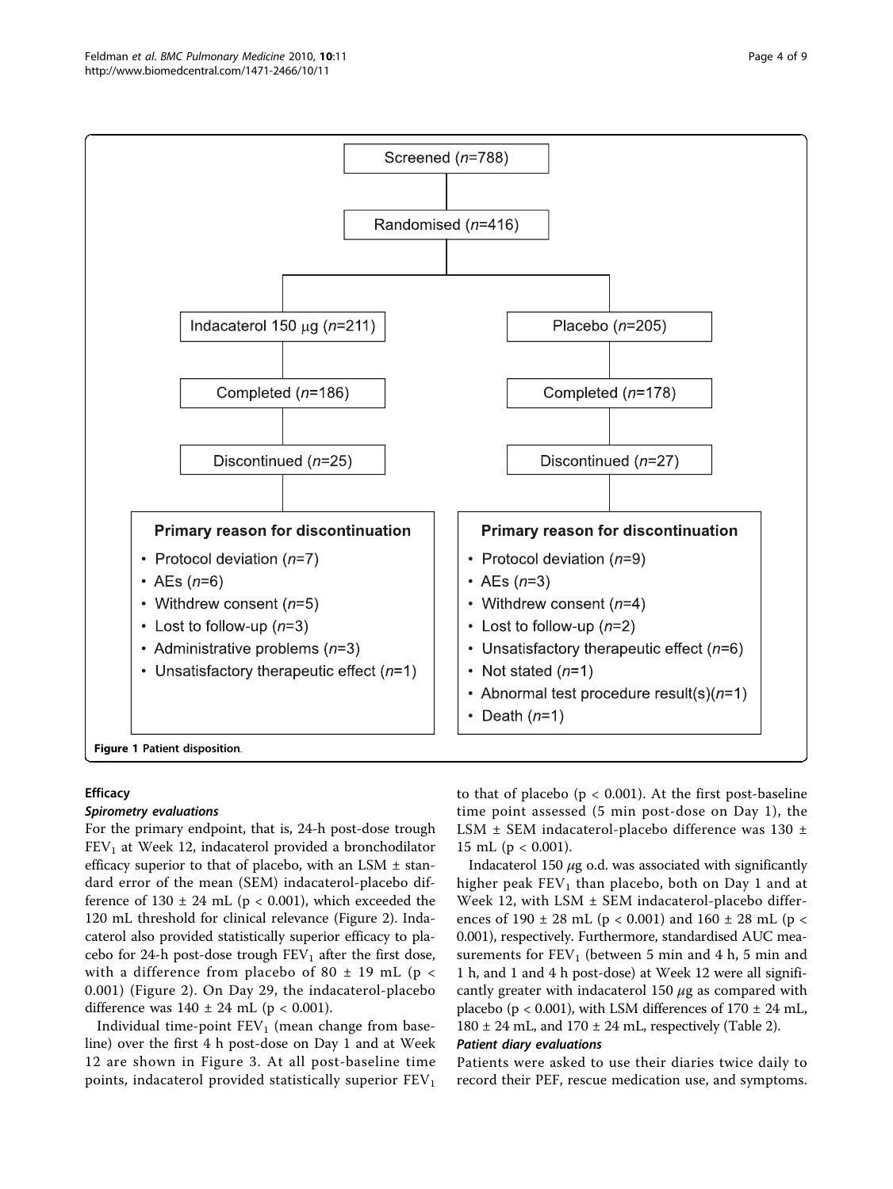Screened ($n$=788)

Randomised ($n$=416)

Indacaterol 150 μg ($n$=211) | Placebo ($n$=205)

Completed ($n$=186) | Completed ($n$=178)

Discontinued ($n$=25) | Discontinued ($n$=27)

**Primary reason for discontinuation** (Indacaterol)

- Protocol deviation ($n$=7)
- AEs ($n$=6)
- Withdrew consent ($n$=5)
- Lost to follow-up ($n$=3)
- Administrative problems ($n$=3)
- Unsatisfactory therapeutic effect ($n$=1)

**Primary reason for discontinuation** (Placebo)

- Protocol deviation ($n$=9)
- AEs ($n$=3)
- Withdrew consent ($n$=4)
- Lost to follow-up ($n$=2)
- Unsatisfactory therapeutic effect ($n$=6)
- Not stated ($n$=1)
- Abnormal test procedure result(s)($n$=1)
- Death ($n$=1)

**Figure 1 Patient disposition**.

## Efficacy

### *Spirometry evaluations*

For the primary endpoint, that is, 24-h post-dose trough $FEV_1$ at Week 12, indacaterol provided a bronchodilator efficacy superior to that of placebo, with an LSM ± standard error of the mean (SEM) indacaterol-placebo difference of 130 ± 24 mL ($p < 0.001$), which exceeded the 120 mL threshold for clinical relevance (Figure 2). Indacaterol also provided statistically superior efficacy to placebo for 24-h post-dose trough $FEV_1$ after the first dose, with a difference from placebo of 80 ± 19 mL ($p < 0.001$) (Figure 2). On Day 29, the indacaterol-placebo difference was 140 ± 24 mL ($p < 0.001$).

Individual time-point $FEV_1$ (mean change from baseline) over the first 4 h post-dose on Day 1 and at Week 12 are shown in Figure 3. At all post-baseline time points, indacaterol provided statistically superior $FEV_1$ to that of placebo ($p < 0.001$). At the first post-baseline time point assessed (5 min post-dose on Day 1), the LSM ± SEM indacaterol-placebo difference was 130 ± 15 mL ($p < 0.001$).

Indacaterol 150 *μ*g o.d. was associated with significantly higher peak $FEV_1$ than placebo, both on Day 1 and at Week 12, with LSM ± SEM indacaterol-placebo differences of 190 ± 28 mL ($p < 0.001$) and 160 ± 28 mL ($p < 0.001$), respectively. Furthermore, standardised AUC measurements for $FEV_1$ (between 5 min and 4 h, 5 min and 1 h, and 1 and 4 h post-dose) at Week 12 were all significantly greater with indacaterol 150 *μ*g as compared with placebo ($p < 0.001$), with LSM differences of 170 ± 24 mL, 180 ± 24 mL, and 170 ± 24 mL, respectively (Table 2).

### *Patient diary evaluations*

Patients were asked to use their diaries twice daily to record their PEF, rescue medication use, and symptoms.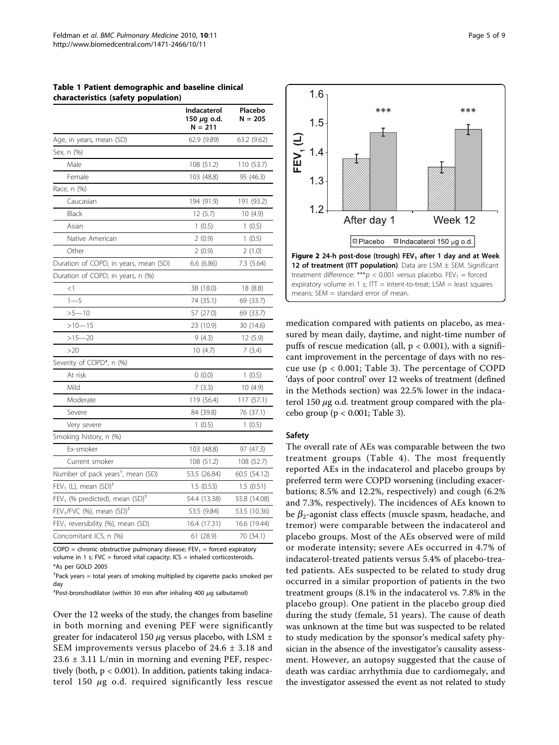**Table 1 Patient demographic and baseline clinical characteristics (safety population)**

| | Indacaterol 150 $\mu$g o.d. N = 211 | Placebo N = 205 |
|---|---|---|
| Age, in years, mean (SD) | 62.9 (9.89) | 63.2 (9.62) |
| Sex, n (%) | | |
| Male | 108 (51.2) | 110 (53.7) |
| Female | 103 (48.8) | 95 (46.3) |
| Race, n (%) | | |
| Caucasian | 194 (91.9) | 191 (93.2) |
| Black | 12 (5.7) | 10 (4.9) |
| Asian | 1 (0.5) | 1 (0.5) |
| Native American | 2 (0.9) | 1 (0.5) |
| Other | 2 (0.9) | 2 (1.0) |
| Duration of COPD, in years, mean (SD) | 6.6 (6.86) | 7.3 (5.64) |
| Duration of COPD, in years, n (%) | | |
| <1 | 38 (18.0) | 18 (8.8) |
| 1—5 | 74 (35.1) | 69 (33.7) |
| >5—10 | 57 (27.0) | 69 (33.7) |
| >10—15 | 23 (10.9) | 30 (14.6) |
| >15—20 | 9 (4.3) | 12 (5.9) |
| >20 | 10 (4.7) | 7 (3.4) |
| Severity of COPD*, n (%) | | |
| At risk | 0 (0.0) | 1 (0.5) |
| Mild | 7 (3.3) | 10 (4.9) |
| Moderate | 119 (56.4) | 117 (57.1) |
| Severe | 84 (39.8) | 76 (37.1) |
| Very severe | 1 (0.5) | 1 (0.5) |
| Smoking history, n (%) | | |
| Ex-smoker | 103 (48.8) | 97 (47.3) |
| Current smoker | 108 (51.2) | 108 (52.7) |
| Number of pack years[†], mean (SD) | 53.5 (26.84) | 60.5 (54.12) |
| $FEV_1$ (L), mean (SD)[‡] | 1.5 (0.53) | 1.5 (0.51) |
| $FEV_1$ (% predicted), mean (SD)[‡] | 54.4 (13.38) | 55.8 (14.08) |
| $FEV_1$/FVC (%), mean (SD)[‡] | 53.5 (9.84) | 53.5 (10.36) |
| $FEV_1$ reversibility (%), mean (SD) | 16.4 (17.31) | 16.6 (19.44) |
| Concomitant ICS, n (%) | 61 (28.9) | 70 (34.1) |

COPD = chronic obstructive pulmonary disease; $FEV_1$ = forced expiratory volume in 1 s; FVC = forced vital capacity; ICS = inhaled corticosteroids.
*As per GOLD 2005
[†]Pack years = total years of smoking multiplied by cigarette packs smoked per day
[‡]Post-bronchodilator (within 30 min after inhaling 400 $\mu$g salbutamol)

**Figure 2 24-h post-dose (trough) $FEV_1$ after 1 day and at Week 12 of treatment (ITT population)**. Data are LSM ± SEM. Significant treatment difference: ***p < 0.001 versus placebo. $FEV_1$ = forced expiratory volume in 1 s; ITT = intent-to-treat; LSM = least squares means; SEM = standard error of mean.

Over the 12 weeks of the study, the changes from baseline in both morning and evening PEF were significantly greater for indacaterol 150 $\mu$g versus placebo, with LSM ± SEM improvements versus placebo of 24.6 ± 3.18 and 23.6 ± 3.11 L/min in morning and evening PEF, respectively (both, $p < 0.001$). In addition, patients taking indacaterol 150 $\mu$g o.d. required significantly less rescue medication compared with patients on placebo, as measured by mean daily, daytime, and night-time number of puffs of rescue medication (all, $p < 0.001$), with a significant improvement in the percentage of days with no rescue use ($p < 0.001$; Table 3). The percentage of COPD 'days of poor control' over 12 weeks of treatment (defined in the Methods section) was 22.5% lower in the indacaterol 150 $\mu$g o.d. treatment group compared with the placebo group ($p < 0.001$; Table 3).

### Safety

The overall rate of AEs was comparable between the two treatment groups (Table 4). The most frequently reported AEs in the indacaterol and placebo groups by preferred term were COPD worsening (including exacerbations; 8.5% and 12.2%, respectively) and cough (6.2% and 7.3%, respectively). The incidences of AEs known to be $\beta_2$-agonist class effects (muscle spasm, headache, and tremor) were comparable between the indacaterol and placebo groups. Most of the AEs observed were of mild or moderate intensity; severe AEs occurred in 4.7% of indacaterol-treated patients versus 5.4% of placebo-treated patients. AEs suspected to be related to study drug occurred in a similar proportion of patients in the two treatment groups (8.1% in the indacaterol vs. 7.8% in the placebo group). One patient in the placebo group died during the study (female, 51 years). The cause of death was unknown at the time but was suspected to be related to study medication by the sponsor's medical safety physician in the absence of the investigator's causality assessment. However, an autopsy suggested that the cause of death was cardiac arrhythmia due to cardiomegaly, and the investigator assessed the event as not related to study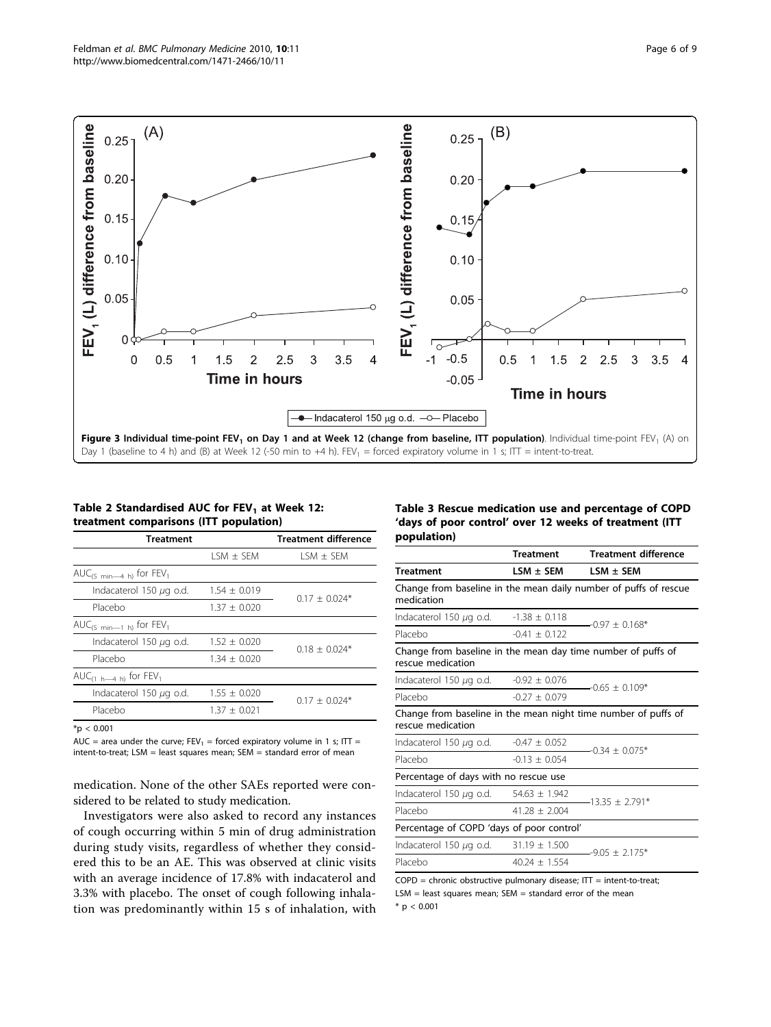**Figure 3 Individual time-point $FEV_1$ on Day 1 and at Week 12 (change from baseline, ITT population)**. Individual time-point $FEV_1$ (A) on Day 1 (baseline to 4 h) and (B) at Week 12 (-50 min to +4 h). $FEV_1$ = forced expiratory volume in 1 s; ITT = intent-to-treat.

**Table 2 Standardised AUC for $FEV_1$ at Week 12: treatment comparisons (ITT population)**

| Treatment | | Treatment difference |
|---|---|---|
| | LSM ± SEM | LSM ± SEM |
| $AUC_{(5\ min—4\ h)}$ for $FEV_1$ | | |
| Indacaterol 150 μg o.d. | 1.54 ± 0.019 | 0.17 ± 0.024* |
| Placebo | 1.37 ± 0.020 | |
| $AUC_{(5\ min—1\ h)}$ for $FEV_1$ | | |
| Indacaterol 150 μg o.d. | 1.52 ± 0.020 | 0.18 ± 0.024* |
| Placebo | 1.34 ± 0.020 | |
| $AUC_{(1\ h—4\ h)}$ for $FEV_1$ | | |
| Indacaterol 150 μg o.d. | 1.55 ± 0.020 | 0.17 ± 0.024* |
| Placebo | 1.37 ± 0.021 | |

*$p < 0.001$

AUC = area under the curve; $FEV_1$ = forced expiratory volume in 1 s; ITT = intent-to-treat; LSM = least squares mean; SEM = standard error of mean

**Table 3 Rescue medication use and percentage of COPD 'days of poor control' over 12 weeks of treatment (ITT population)**

| Treatment | Treatment LSM ± SEM | Treatment difference LSM ± SEM |
|---|---|---|
| Change from baseline in the mean daily number of puffs of rescue medication | | |
| Indacaterol 150 μg o.d. | -1.38 ± 0.118 | -0.97 ± 0.168* |
| Placebo | -0.41 ± 0.122 | |
| Change from baseline in the mean day time number of puffs of rescue medication | | |
| Indacaterol 150 μg o.d. | -0.92 ± 0.076 | -0.65 ± 0.109* |
| Placebo | -0.27 ± 0.079 | |
| Change from baseline in the mean night time number of puffs of rescue medication | | |
| Indacaterol 150 μg o.d. | -0.47 ± 0.052 | -0.34 ± 0.075* |
| Placebo | -0.13 ± 0.054 | |
| Percentage of days with no rescue use | | |
| Indacaterol 150 μg o.d. | 54.63 ± 1.942 | 13.35 ± 2.791* |
| Placebo | 41.28 ± 2.004 | |
| Percentage of COPD 'days of poor control' | | |
| Indacaterol 150 μg o.d. | 31.19 ± 1.500 | -9.05 ± 2.175* |
| Placebo | 40.24 ± 1.554 | |

COPD = chronic obstructive pulmonary disease; ITT = intent-to-treat; LSM = least squares mean; SEM = standard error of the mean

* $p < 0.001$

medication. None of the other SAEs reported were considered to be related to study medication.

Investigators were also asked to record any instances of cough occurring within 5 min of drug administration during study visits, regardless of whether they considered this to be an AE. This was observed at clinic visits with an average incidence of 17.8% with indacaterol and 3.3% with placebo. The onset of cough following inhalation was predominantly within 15 s of inhalation, with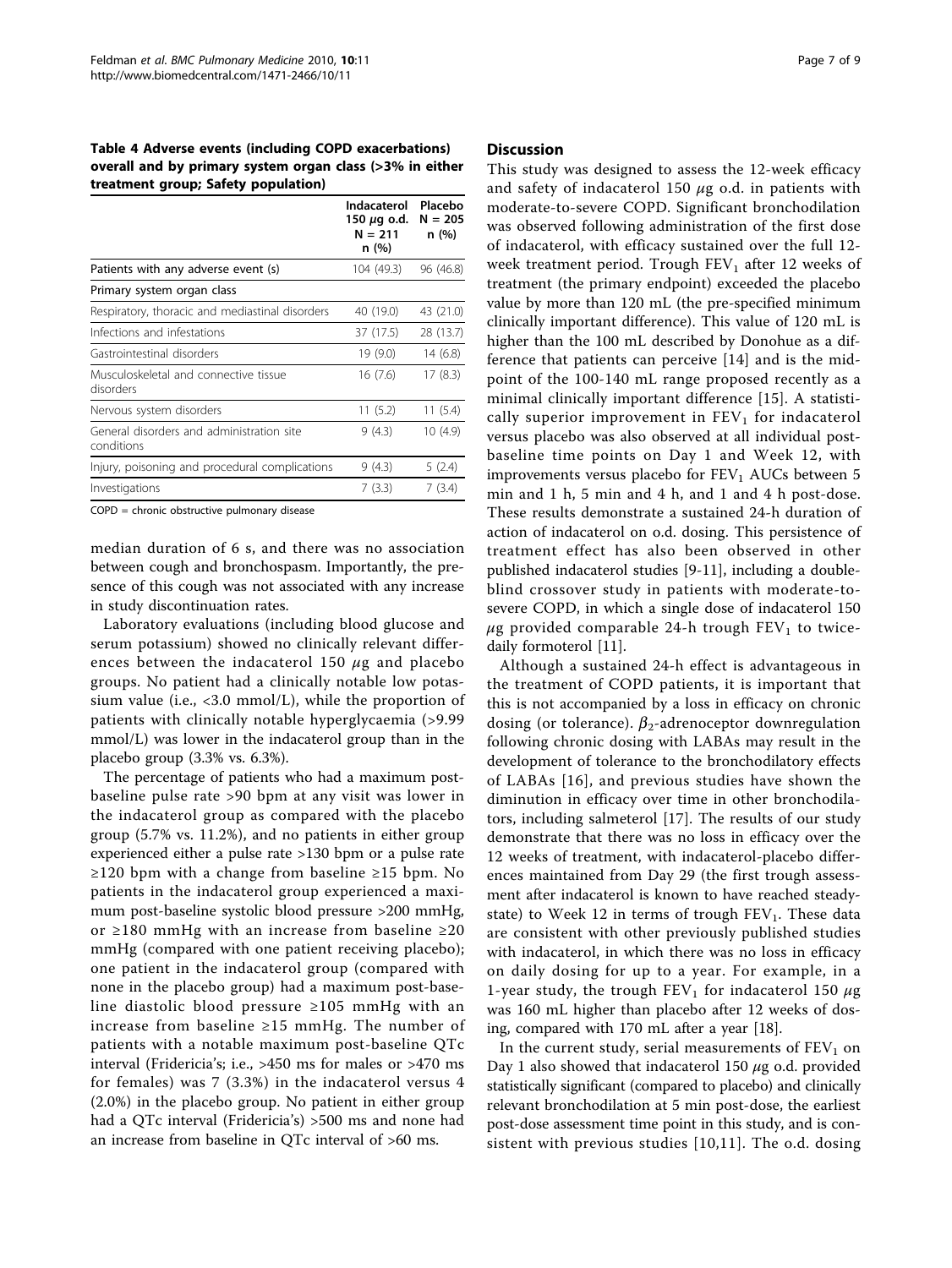**Table 4 Adverse events (including COPD exacerbations) overall and by primary system organ class (>3% in either treatment group; Safety population)**

| | Indacaterol 150 $\mu$g o.d. N = 211 n (%) | Placebo N = 205 n (%) |
|---|---|---|
| Patients with any adverse event (s) | 104 (49.3) | 96 (46.8) |
| Primary system organ class | | |
| Respiratory, thoracic and mediastinal disorders | 40 (19.0) | 43 (21.0) |
| Infections and infestations | 37 (17.5) | 28 (13.7) |
| Gastrointestinal disorders | 19 (9.0) | 14 (6.8) |
| Musculoskeletal and connective tissue disorders | 16 (7.6) | 17 (8.3) |
| Nervous system disorders | 11 (5.2) | 11 (5.4) |
| General disorders and administration site conditions | 9 (4.3) | 10 (4.9) |
| Injury, poisoning and procedural complications | 9 (4.3) | 5 (2.4) |
| Investigations | 7 (3.3) | 7 (3.4) |

COPD = chronic obstructive pulmonary disease

median duration of 6 s, and there was no association between cough and bronchospasm. Importantly, the presence of this cough was not associated with any increase in study discontinuation rates.

Laboratory evaluations (including blood glucose and serum potassium) showed no clinically relevant differences between the indacaterol 150 $\mu$g and placebo groups. No patient had a clinically notable low potassium value (i.e., <3.0 mmol/L), while the proportion of patients with clinically notable hyperglycaemia (>9.99 mmol/L) was lower in the indacaterol group than in the placebo group (3.3% vs. 6.3%).

The percentage of patients who had a maximum post-baseline pulse rate >90 bpm at any visit was lower in the indacaterol group as compared with the placebo group (5.7% vs. 11.2%), and no patients in either group experienced either a pulse rate >130 bpm or a pulse rate ≥120 bpm with a change from baseline ≥15 bpm. No patients in the indacaterol group experienced a maximum post-baseline systolic blood pressure >200 mmHg, or ≥180 mmHg with an increase from baseline ≥20 mmHg (compared with one patient receiving placebo); one patient in the indacaterol group (compared with none in the placebo group) had a maximum post-baseline diastolic blood pressure ≥105 mmHg with an increase from baseline ≥15 mmHg. The number of patients with a notable maximum post-baseline QTc interval (Fridericia's; i.e., >450 ms for males or >470 ms for females) was 7 (3.3%) in the indacaterol versus 4 (2.0%) in the placebo group. No patient in either group had a QTc interval (Fridericia's) >500 ms and none had an increase from baseline in QTc interval of >60 ms.

## Discussion

This study was designed to assess the 12-week efficacy and safety of indacaterol 150 $\mu$g o.d. in patients with moderate-to-severe COPD. Significant bronchodilation was observed following administration of the first dose of indacaterol, with efficacy sustained over the full 12-week treatment period. Trough $FEV_1$ after 12 weeks of treatment (the primary endpoint) exceeded the placebo value by more than 120 mL (the pre-specified minimum clinically important difference). This value of 120 mL is higher than the 100 mL described by Donohue as a difference that patients can perceive [14] and is the mid-point of the 100-140 mL range proposed recently as a minimal clinically important difference [15]. A statistically superior improvement in $FEV_1$ for indacaterol versus placebo was also observed at all individual post-baseline time points on Day 1 and Week 12, with improvements versus placebo for $FEV_1$ AUCs between 5 min and 1 h, 5 min and 4 h, and 1 and 4 h post-dose. These results demonstrate a sustained 24-h duration of action of indacaterol on o.d. dosing. This persistence of treatment effect has also been observed in other published indacaterol studies [9-11], including a double-blind crossover study in patients with moderate-to-severe COPD, in which a single dose of indacaterol 150 $\mu$g provided comparable 24-h trough $FEV_1$ to twice-daily formoterol [11].

Although a sustained 24-h effect is advantageous in the treatment of COPD patients, it is important that this is not accompanied by a loss in efficacy on chronic dosing (or tolerance). $\beta_2$-adrenoceptor downregulation following chronic dosing with LABAs may result in the development of tolerance to the bronchodilatory effects of LABAs [16], and previous studies have shown the diminution in efficacy over time in other bronchodilators, including salmeterol [17]. The results of our study demonstrate that there was no loss in efficacy over the 12 weeks of treatment, with indacaterol-placebo differences maintained from Day 29 (the first trough assessment after indacaterol is known to have reached steady-state) to Week 12 in terms of trough $FEV_1$. These data are consistent with other previously published studies with indacaterol, in which there was no loss in efficacy on daily dosing for up to a year. For example, in a 1-year study, the trough $FEV_1$ for indacaterol 150 $\mu$g was 160 mL higher than placebo after 12 weeks of dosing, compared with 170 mL after a year [18].

In the current study, serial measurements of $FEV_1$ on Day 1 also showed that indacaterol 150 $\mu$g o.d. provided statistically significant (compared to placebo) and clinically relevant bronchodilation at 5 min post-dose, the earliest post-dose assessment time point in this study, and is consistent with previous studies [10,11]. The o.d. dosing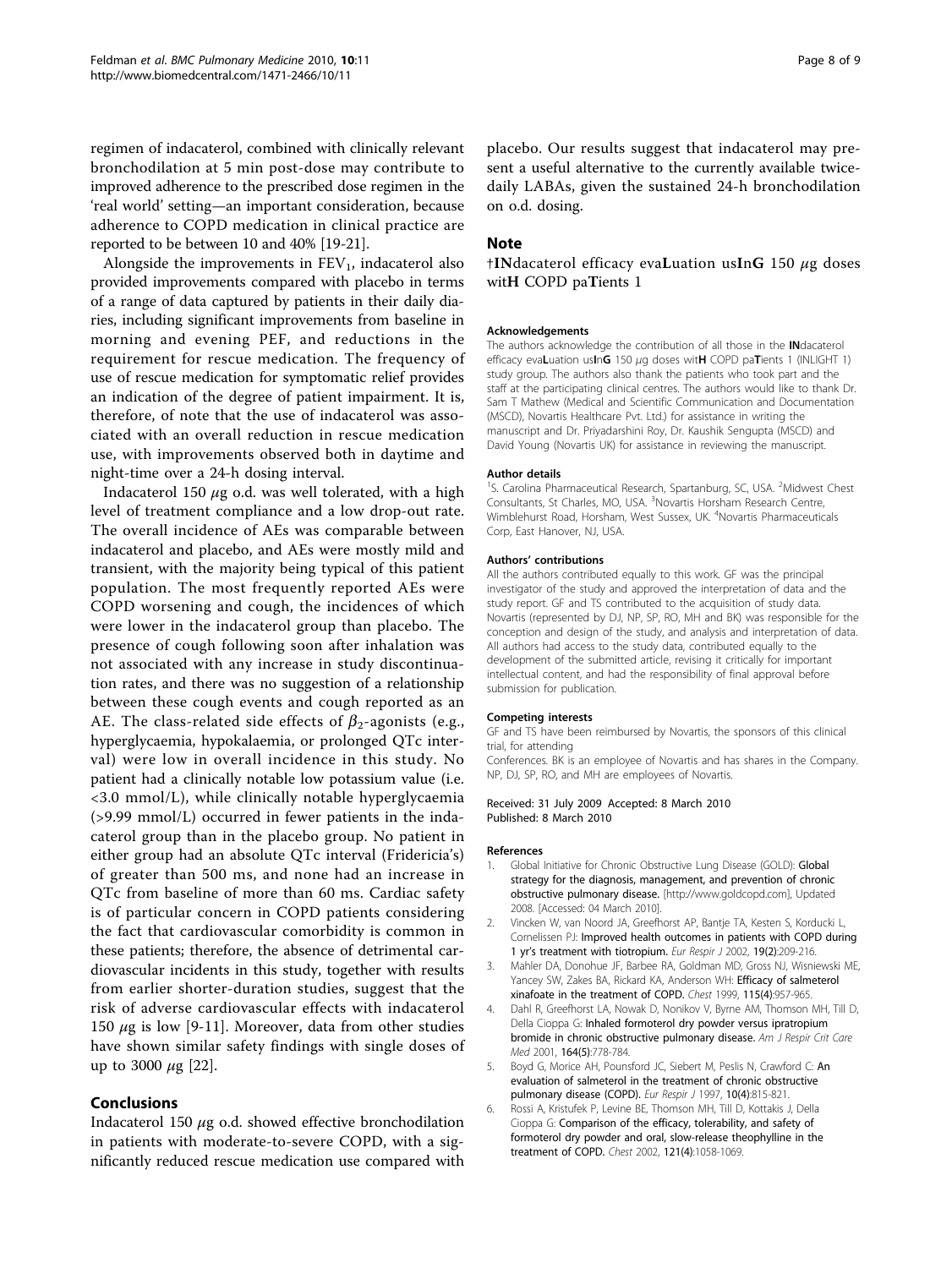regimen of indacaterol, combined with clinically relevant bronchodilation at 5 min post-dose may contribute to improved adherence to the prescribed dose regimen in the 'real world' setting—an important consideration, because adherence to COPD medication in clinical practice are reported to be between 10 and 40% [19-21].

Alongside the improvements in $FEV_1$, indacaterol also provided improvements compared with placebo in terms of a range of data captured by patients in their daily diaries, including significant improvements from baseline in morning and evening PEF, and reductions in the requirement for rescue medication. The frequency of use of rescue medication for symptomatic relief provides an indication of the degree of patient impairment. It is, therefore, of note that the use of indacaterol was associated with an overall reduction in rescue medication use, with improvements observed both in daytime and night-time over a 24-h dosing interval.

Indacaterol 150 $\mu$g o.d. was well tolerated, with a high level of treatment compliance and a low drop-out rate. The overall incidence of AEs was comparable between indacaterol and placebo, and AEs were mostly mild and transient, with the majority being typical of this patient population. The most frequently reported AEs were COPD worsening and cough, the incidences of which were lower in the indacaterol group than placebo. The presence of cough following soon after inhalation was not associated with any increase in study discontinuation rates, and there was no suggestion of a relationship between these cough events and cough reported as an AE. The class-related side effects of $\beta_2$-agonists (e.g., hyperglycaemia, hypokalaemia, or prolonged QTc interval) were low in overall incidence in this study. No patient had a clinically notable low potassium value (i.e. <3.0 mmol/L), while clinically notable hyperglycaemia (>9.99 mmol/L) occurred in fewer patients in the indacaterol group than in the placebo group. No patient in either group had an absolute QTc interval (Fridericia's) of greater than 500 ms, and none had an increase in QTc from baseline of more than 60 ms. Cardiac safety is of particular concern in COPD patients considering the fact that cardiovascular comorbidity is common in these patients; therefore, the absence of detrimental cardiovascular incidents in this study, together with results from earlier shorter-duration studies, suggest that the risk of adverse cardiovascular effects with indacaterol 150 $\mu$g is low [9-11]. Moreover, data from other studies have shown similar safety findings with single doses of up to 3000 $\mu$g [22].

## Conclusions

Indacaterol 150 $\mu$g o.d. showed effective bronchodilation in patients with moderate-to-severe COPD, with a significantly reduced rescue medication use compared with placebo. Our results suggest that indacaterol may present a useful alternative to the currently available twice-daily LABAs, given the sustained 24-h bronchodilation on o.d. dosing.

## Note

†**IN**dacaterol efficacy eva**L**uation us**I**n**G** 150 $\mu$g doses wit**H** COPD pa**T**ients 1

#### Acknowledgements

The authors acknowledge the contribution of all those in the **IN**dacaterol efficacy eva**L**uation us**I**n**G** 150 $\mu$g doses wit**H** COPD pa**T**ients 1 (INLIGHT 1) study group. The authors also thank the patients who took part and the staff at the participating clinical centres. The authors would like to thank Dr. Sam T Mathew (Medical and Scientific Communication and Documentation (MSCD), Novartis Healthcare Pvt. Ltd.) for assistance in writing the manuscript and Dr. Priyadarshini Roy, Dr. Kaushik Sengupta (MSCD) and David Young (Novartis UK) for assistance in reviewing the manuscript.

#### Author details

[1]S. Carolina Pharmaceutical Research, Spartanburg, SC, USA. [2]Midwest Chest Consultants, St Charles, MO, USA. [3]Novartis Horsham Research Centre, Wimblehurst Road, Horsham, West Sussex, UK. [4]Novartis Pharmaceuticals Corp, East Hanover, NJ, USA.

#### Authors' contributions

All the authors contributed equally to this work. GF was the principal investigator of the study and approved the interpretation of data and the study report. GF and TS contributed to the acquisition of study data. Novartis (represented by DJ, NP, SP, RO, MH and BK) was responsible for the conception and design of the study, and analysis and interpretation of data. All authors had access to the study data, contributed equally to the development of the submitted article, revising it critically for important intellectual content, and had the responsibility of final approval before submission for publication.

#### Competing interests

GF and TS have been reimbursed by Novartis, the sponsors of this clinical trial, for attending
Conferences. BK is an employee of Novartis and has shares in the Company. NP, DJ, SP, RO, and MH are employees of Novartis.

Received: 31 July 2009 Accepted: 8 March 2010
Published: 8 March 2010

#### References

1. Global Initiative for Chronic Obstructive Lung Disease (GOLD): **Global strategy for the diagnosis, management, and prevention of chronic obstructive pulmonary disease.** [http://www.goldcopd.com], Updated 2008. [Accessed: 04 March 2010].
2. Vincken W, van Noord JA, Greefhorst AP, Bantje TA, Kesten S, Korducki L, Cornelissen PJ: **Improved health outcomes in patients with COPD during 1 yr's treatment with tiotropium.** *Eur Respir J* 2002, **19(2)**:209-216.
3. Mahler DA, Donohue JF, Barbee RA, Goldman MD, Gross NJ, Wisniewski ME, Yancey SW, Zakes BA, Rickard KA, Anderson WH: **Efficacy of salmeterol xinafoate in the treatment of COPD.** *Chest* 1999, **115(4)**:957-965.
4. Dahl R, Greefhorst LA, Nowak D, Nonikov V, Byrne AM, Thomson MH, Till D, Della Cioppa G: **Inhaled formoterol dry powder versus ipratropium bromide in chronic obstructive pulmonary disease.** *Am J Respir Crit Care Med* 2001, **164(5)**:778-784.
5. Boyd G, Morice AH, Pounsford JC, Siebert M, Peslis N, Crawford C: **An evaluation of salmeterol in the treatment of chronic obstructive pulmonary disease (COPD).** *Eur Respir J* 1997, **10(4)**:815-821.
6. Rossi A, Kristufek P, Levine BE, Thomson MH, Till D, Kottakis J, Della Cioppa G: **Comparison of the efficacy, tolerability, and safety of formoterol dry powder and oral, slow-release theophylline in the treatment of COPD.** *Chest* 2002, **121(4)**:1058-1069.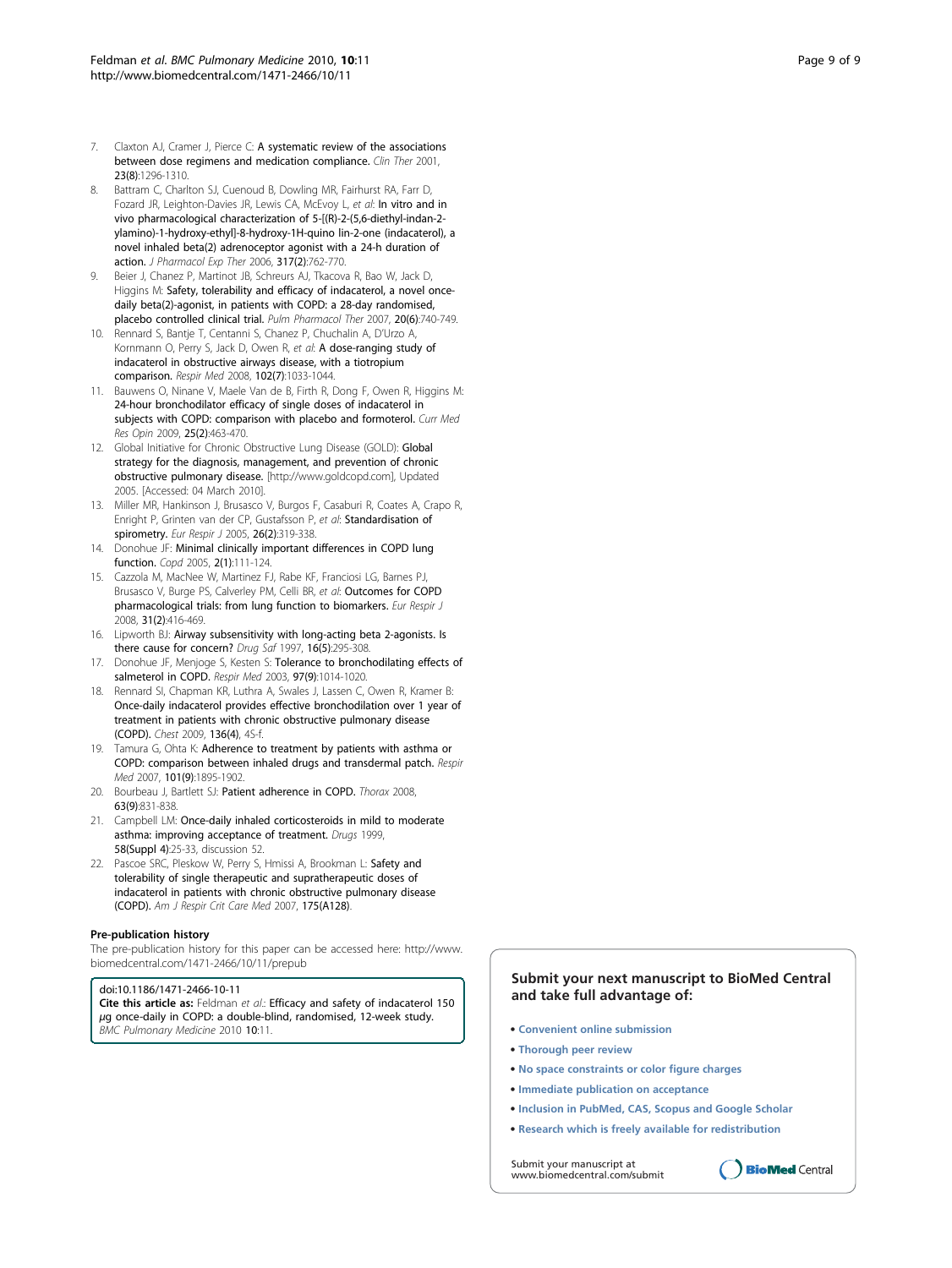7. Claxton AJ, Cramer J, Pierce C: **A systematic review of the associations between dose regimens and medication compliance.** *Clin Ther* 2001, **23(8)**:1296-1310.
8. Battram C, Charlton SJ, Cuenoud B, Dowling MR, Fairhurst RA, Farr D, Fozard JR, Leighton-Davies JR, Lewis CA, McEvoy L, *et al*: **In vitro and in vivo pharmacological characterization of 5-[(R)-2-(5,6-diethyl-indan-2-ylamino)-1-hydroxy-ethyl]-8-hydroxy-1H-quino lin-2-one (indacaterol), a novel inhaled beta(2) adrenoceptor agonist with a 24-h duration of action.** *J Pharmacol Exp Ther* 2006, **317(2)**:762-770.
9. Beier J, Chanez P, Martinot JB, Schreurs AJ, Tkacova R, Bao W, Jack D, Higgins M: **Safety, tolerability and efficacy of indacaterol, a novel once-daily beta(2)-agonist, in patients with COPD: a 28-day randomised, placebo controlled clinical trial.** *Pulm Pharmacol Ther* 2007, **20(6)**:740-749.
10. Rennard S, Bantje T, Centanni S, Chanez P, Chuchalin A, D'Urzo A, Kornmann O, Perry S, Jack D, Owen R, *et al*: **A dose-ranging study of indacaterol in obstructive airways disease, with a tiotropium comparison.** *Respir Med* 2008, **102(7)**:1033-1044.
11. Bauwens O, Ninane V, Maele Van de B, Firth R, Dong F, Owen R, Higgins M: **24-hour bronchodilator efficacy of single doses of indacaterol in subjects with COPD: comparison with placebo and formoterol.** *Curr Med Res Opin* 2009, **25(2)**:463-470.
12. Global Initiative for Chronic Obstructive Lung Disease (GOLD): **Global strategy for the diagnosis, management, and prevention of chronic obstructive pulmonary disease.** [http://www.goldcopd.com], Updated 2005. [Accessed: 04 March 2010].
13. Miller MR, Hankinson J, Brusasco V, Burgos F, Casaburi R, Coates A, Crapo R, Enright P, Grinten van der CP, Gustafsson P, *et al*: **Standardisation of spirometry.** *Eur Respir J* 2005, **26(2)**:319-338.
14. Donohue JF: **Minimal clinically important differences in COPD lung function.** *Copd* 2005, **2(1)**:111-124.
15. Cazzola M, MacNee W, Martinez FJ, Rabe KF, Franciosi LG, Barnes PJ, Brusasco V, Burge PS, Calverley PM, Celli BR, *et al*: **Outcomes for COPD pharmacological trials: from lung function to biomarkers.** *Eur Respir J* 2008, **31(2)**:416-469.
16. Lipworth BJ: **Airway subsensitivity with long-acting beta 2-agonists. Is there cause for concern?** *Drug Saf* 1997, **16(5)**:295-308.
17. Donohue JF, Menjoge S, Kesten S: **Tolerance to bronchodilating effects of salmeterol in COPD.** *Respir Med* 2003, **97(9)**:1014-1020.
18. Rennard SI, Chapman KR, Luthra A, Swales J, Lassen C, Owen R, Kramer B: **Once-daily indacaterol provides effective bronchodilation over 1 year of treatment in patients with chronic obstructive pulmonary disease (COPD).** *Chest* 2009, **136(4)**, 4S-f.
19. Tamura G, Ohta K: **Adherence to treatment by patients with asthma or COPD: comparison between inhaled drugs and transdermal patch.** *Respir Med* 2007, **101(9)**:1895-1902.
20. Bourbeau J, Bartlett SJ: **Patient adherence in COPD.** *Thorax* 2008, **63(9)**:831-838.
21. Campbell LM: **Once-daily inhaled corticosteroids in mild to moderate asthma: improving acceptance of treatment.** *Drugs* 1999, **58(Suppl 4)**:25-33, discussion 52.
22. Pascoe SRC, Pleskow W, Perry S, Hmissi A, Brookman L: **Safety and tolerability of single therapeutic and supratherapeutic doses of indacaterol in patients with chronic obstructive pulmonary disease (COPD).** *Am J Respir Crit Care Med* 2007, **175(A128)**.

#### Pre-publication history

The pre-publication history for this paper can be accessed here: http://www.biomedcentral.com/1471-2466/10/11/prepub

doi:10.1186/1471-2466-10-11

**Cite this article as:** Feldman *et al.*: Efficacy and safety of indacaterol 150 µg once-daily in COPD: a double-blind, randomised, 12-week study. *BMC Pulmonary Medicine* 2010 **10**:11.

**Submit your next manuscript to BioMed Central and take full advantage of:**

- Convenient online submission
- Thorough peer review
- No space constraints or color figure charges
- Immediate publication on acceptance
- Inclusion in PubMed, CAS, Scopus and Google Scholar
- Research which is freely available for redistribution

Submit your manuscript at www.biomedcentral.com/submit

BioMed Central